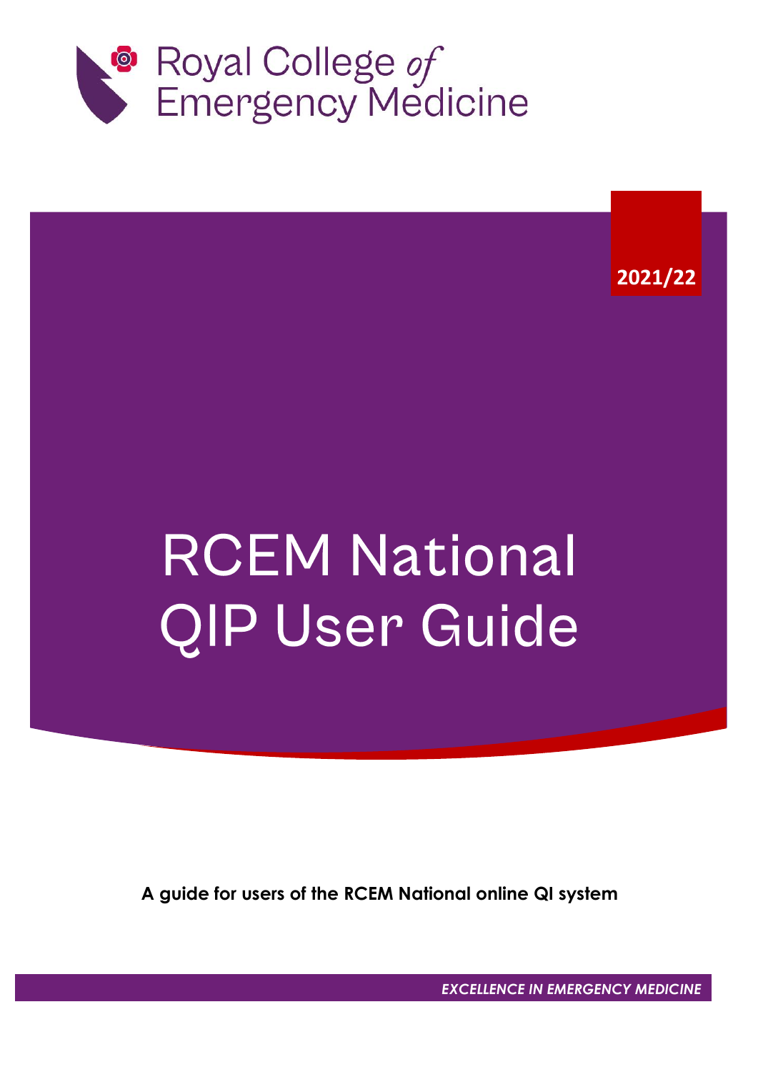Royal College *of* Emergency Medicine

**2021/22**

# RCEM National QIP User Guide

**A guide for users of the RCEM National online QI system**

***EXCELLENCE IN EMERGENCY MEDICINE***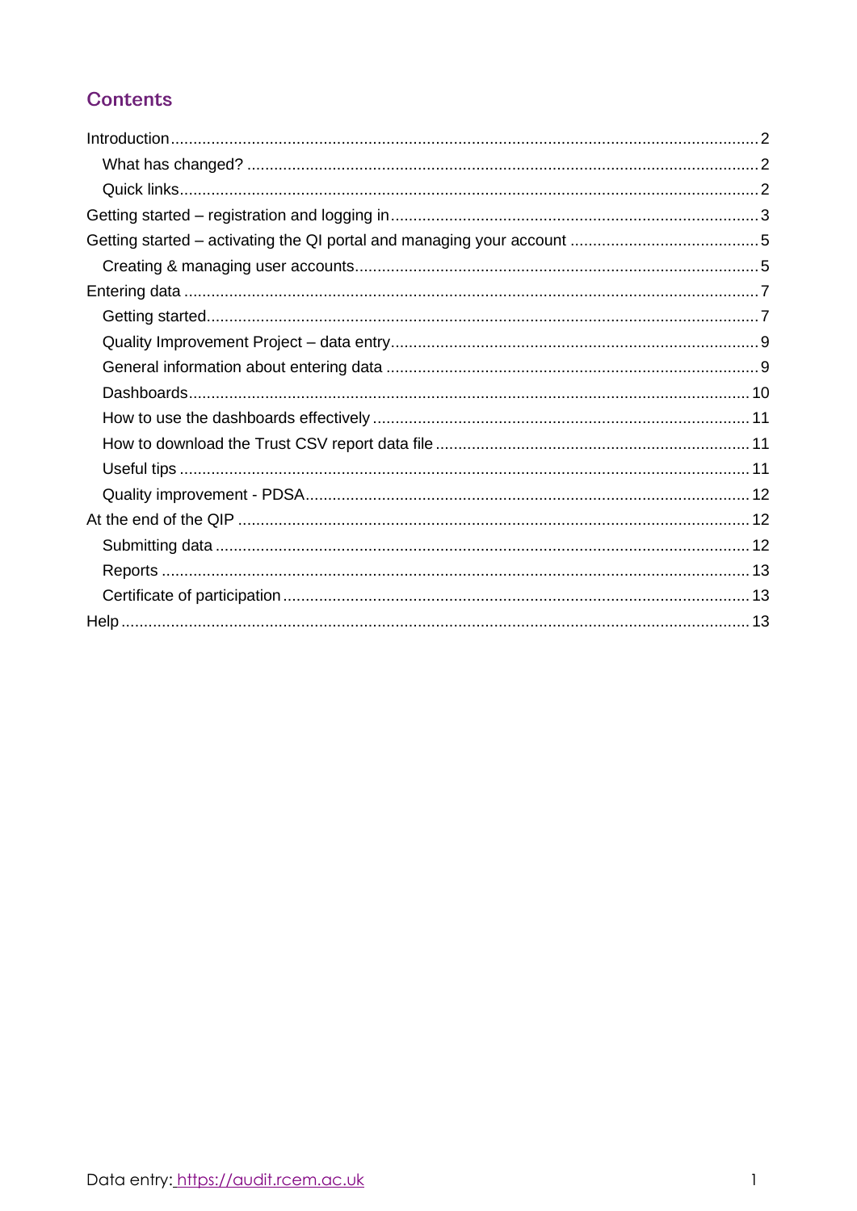## Contents

- Introduction ..... 2
  - What has changed? ..... 2
  - Quick links ..... 2
- Getting started – registration and logging in ..... 3
- Getting started – activating the QI portal and managing your account ..... 5
  - Creating & managing user accounts ..... 5
- Entering data ..... 7
  - Getting started ..... 7
  - Quality Improvement Project – data entry ..... 9
  - General information about entering data ..... 9
  - Dashboards ..... 10
  - How to use the dashboards effectively ..... 11
  - How to download the Trust CSV report data file ..... 11
  - Useful tips ..... 11
  - Quality improvement - PDSA ..... 12
- At the end of the QIP ..... 12
  - Submitting data ..... 12
  - Reports ..... 13
  - Certificate of participation ..... 13
- Help ..... 13

Data entry: https://audit.rcem.ac.uk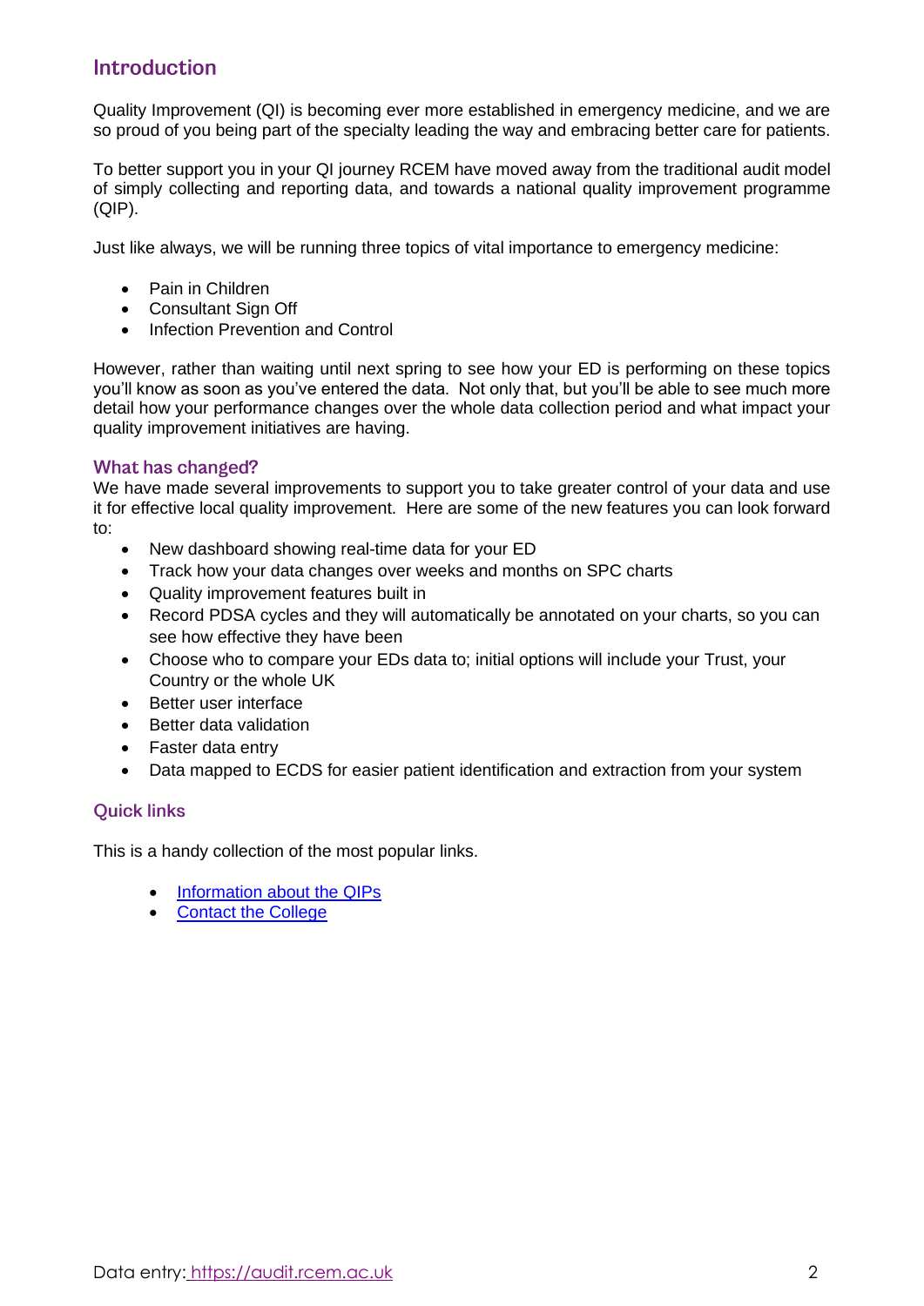## Introduction

Quality Improvement (QI) is becoming ever more established in emergency medicine, and we are so proud of you being part of the specialty leading the way and embracing better care for patients.

To better support you in your QI journey RCEM have moved away from the traditional audit model of simply collecting and reporting data, and towards a national quality improvement programme (QIP).

Just like always, we will be running three topics of vital importance to emergency medicine:

- Pain in Children
- Consultant Sign Off
- Infection Prevention and Control

However, rather than waiting until next spring to see how your ED is performing on these topics you'll know as soon as you've entered the data. Not only that, but you'll be able to see much more detail how your performance changes over the whole data collection period and what impact your quality improvement initiatives are having.

### What has changed?

We have made several improvements to support you to take greater control of your data and use it for effective local quality improvement. Here are some of the new features you can look forward to:

- New dashboard showing real-time data for your ED
- Track how your data changes over weeks and months on SPC charts
- Quality improvement features built in
- Record PDSA cycles and they will automatically be annotated on your charts, so you can see how effective they have been
- Choose who to compare your EDs data to; initial options will include your Trust, your Country or the whole UK
- Better user interface
- Better data validation
- Faster data entry
- Data mapped to ECDS for easier patient identification and extraction from your system

### Quick links

This is a handy collection of the most popular links.

- Information about the QIPs
- Contact the College

Data entry: https://audit.rcem.ac.uk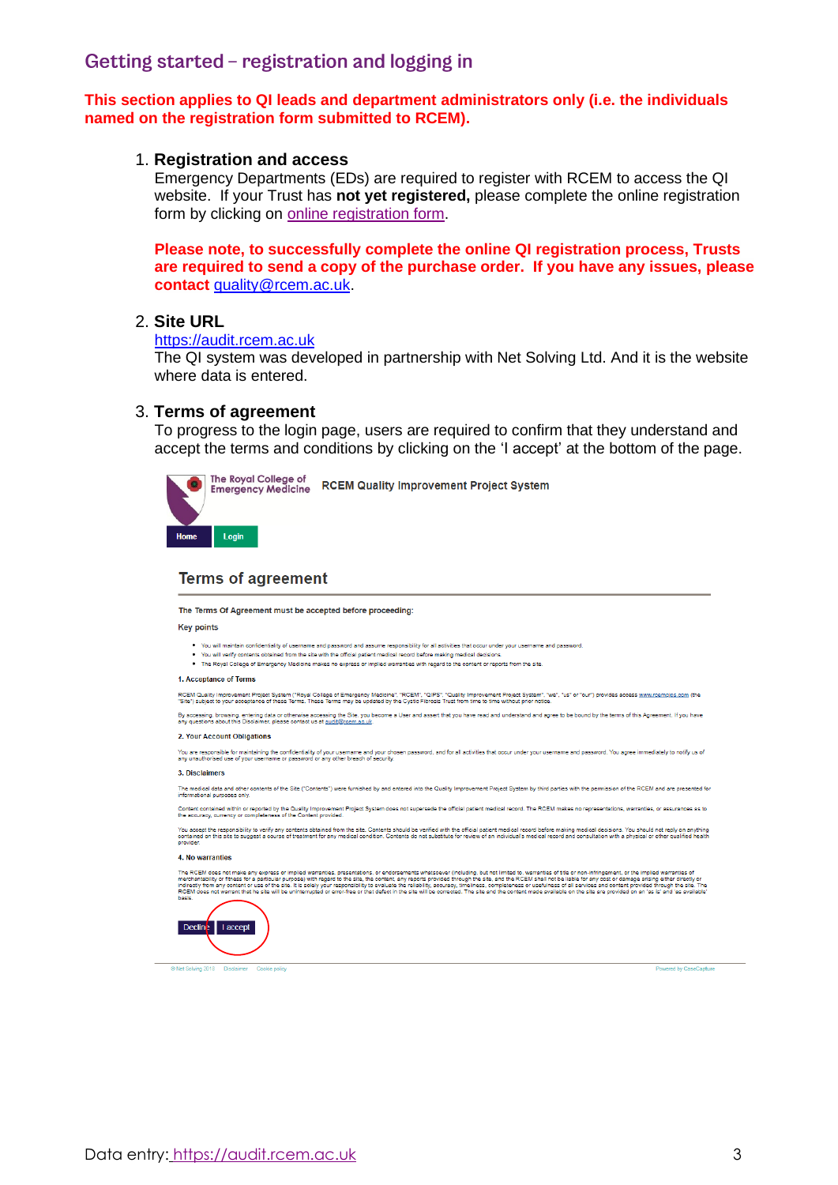## Getting started – registration and logging in

**This section applies to QI leads and department administrators only (i.e. the individuals named on the registration form submitted to RCEM).**

1. **Registration and access**
   Emergency Departments (EDs) are required to register with RCEM to access the QI website. If your Trust has **not yet registered,** please complete the online registration form by clicking on online registration form.

   **Please note, to successfully complete the online QI registration process, Trusts are required to send a copy of the purchase order. If you have any issues, please contact quality@rcem.ac.uk.**

2. **Site URL**
   https://audit.rcem.ac.uk
   The QI system was developed in partnership with Net Solving Ltd. And it is the website where data is entered.

3. **Terms of agreement**
   To progress to the login page, users are required to confirm that they understand and accept the terms and conditions by clicking on the 'I accept' at the bottom of the page.

The Royal College of Emergency Medicine — RCEM Quality Improvement Project System

Home | Login

### Terms of agreement

**The Terms Of Agreement must be accepted before proceeding:**

Key points

- You will maintain confidentiality of username and password and assume responsibility for all activities that occur under your username and password.
- You will verify contents obtained from the site with the official patient medical record before making medical decisions.
- The Royal College of Emergency Medicine makes no express or implied warranties with regard to the content or reports from the site.

**1. Acceptance of Terms**

RCEM Quality Improvement Project System ("Royal College of Emergency Medicine", "RCEM", "QIPS", "Quality Improvement Project System", "we", "us" or "our") provides access www.rcemqips.com (the "Site") subject to your acceptance of these Terms. These Terms may be updated by the Cystic Fibrosis Trust from time to time without prior notice.

By accessing, browsing, entering data or otherwise accessing the Site, you become a User and assert that you have read and understand and agree to be bound by the terms of this Agreement. If you have any questions about this Disclaimer, please contact us at audit@rcem.ac.uk

**2. Your Account Obligations**

You are responsible for maintaining the confidentiality of your username and your chosen password, and for all activities that occur under your username and password. You agree immediately to notify us of any unauthorised use of your username or password or any other breach of security.

**3. Disclaimers**

The medical data and other contents of the Site ("Contents") were furnished by and entered into the Quality Improvement Project System by third parties with the permission of the RCEM and are presented for informational purposes only.

Content contained within or reported by the Quality Improvement Project System does not supersede the official patient medical record. The RCEM makes no representations, warranties, or assurances as to the accuracy, currency or completeness of the Content provided.

You accept the responsibility to verify any contents obtained from the site. Contents should be verified with the official patient medical record before making medical decisions. You should not rely on anything contained on this site to suggest a course of treatment for any medical condition. Contents do not substitute for review of an individual's medical record and consultation with a physical or other qualified health provider.

**4. No warranties**

The RCEM does not make any express or implied warranties, presentations, or endorsements whatsoever (including, but not limited to, warranties of title or non-infringement, or the implied warranties of merchantability or fitness for a particular purpose) with regard to the site, the content, any reports provided through the site, and the RCEM shall not be liable for any cost or damage arising either directly or indirectly from any content or use of the site. It is solely your responsibility to evaluate the reliability, accuracy, timeliness, completeness or usefulness of all services and content provided through the site. The RCEM does not warrant that the site will be uninterrupted or error-free or that defect in the site will be corrected. The site and the content made available on the site are provided on an 'as is' and 'as available' basis.

Decline | I accept

© Net Solving 2018 Disclaimer Cookie policy — Powered by CaseCapture

Data entry: https://audit.rcem.ac.uk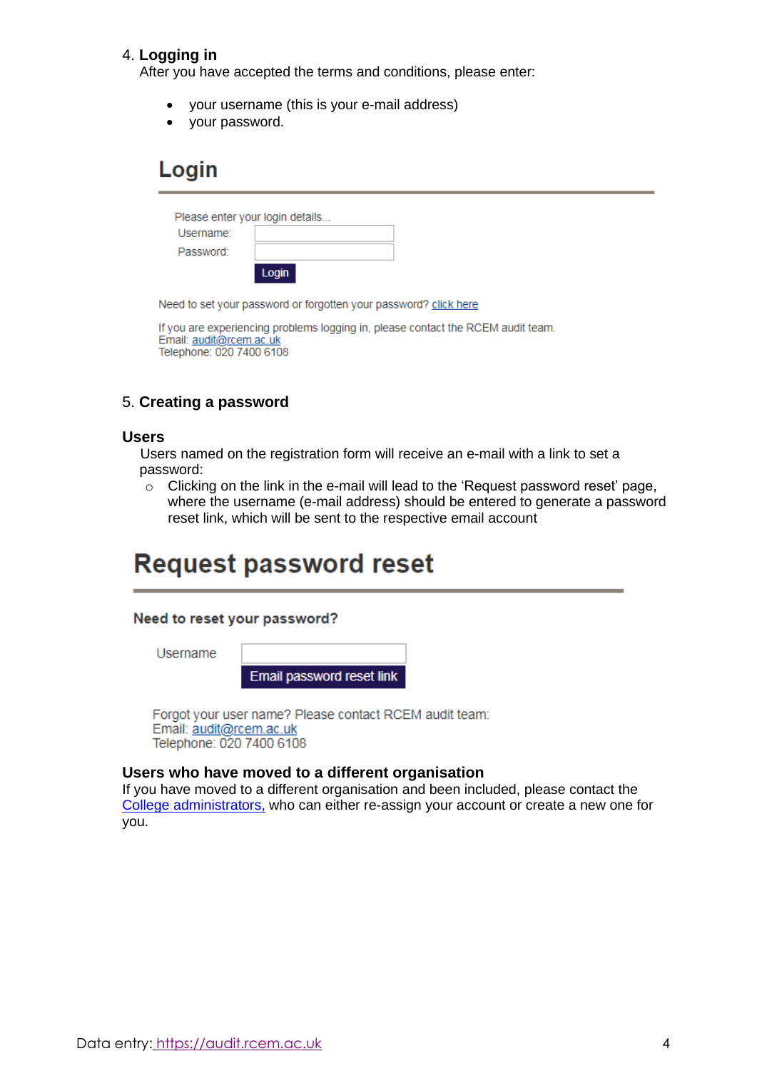4. **Logging in**

After you have accepted the terms and conditions, please enter:

- your username (this is your e-mail address)
- your password.

## Login

Please enter your login details...

Username:

Password:

Login

Need to set your password or forgotten your password? click here

If you are experiencing problems logging in, please contact the RCEM audit team.
Email: audit@rcem.ac.uk
Telephone: 020 7400 6108

5. **Creating a password**

**Users**

Users named on the registration form will receive an e-mail with a link to set a password:

- Clicking on the link in the e-mail will lead to the 'Request password reset' page, where the username (e-mail address) should be entered to generate a password reset link, which will be sent to the respective email account

## Request password reset

**Need to reset your password?**

Username

Email password reset link

Forgot your user name? Please contact RCEM audit team:
Email: audit@rcem.ac.uk
Telephone: 020 7400 6108

**Users who have moved to a different organisation**

If you have moved to a different organisation and been included, please contact the College administrators, who can either re-assign your account or create a new one for you.

Data entry: https://audit.rcem.ac.uk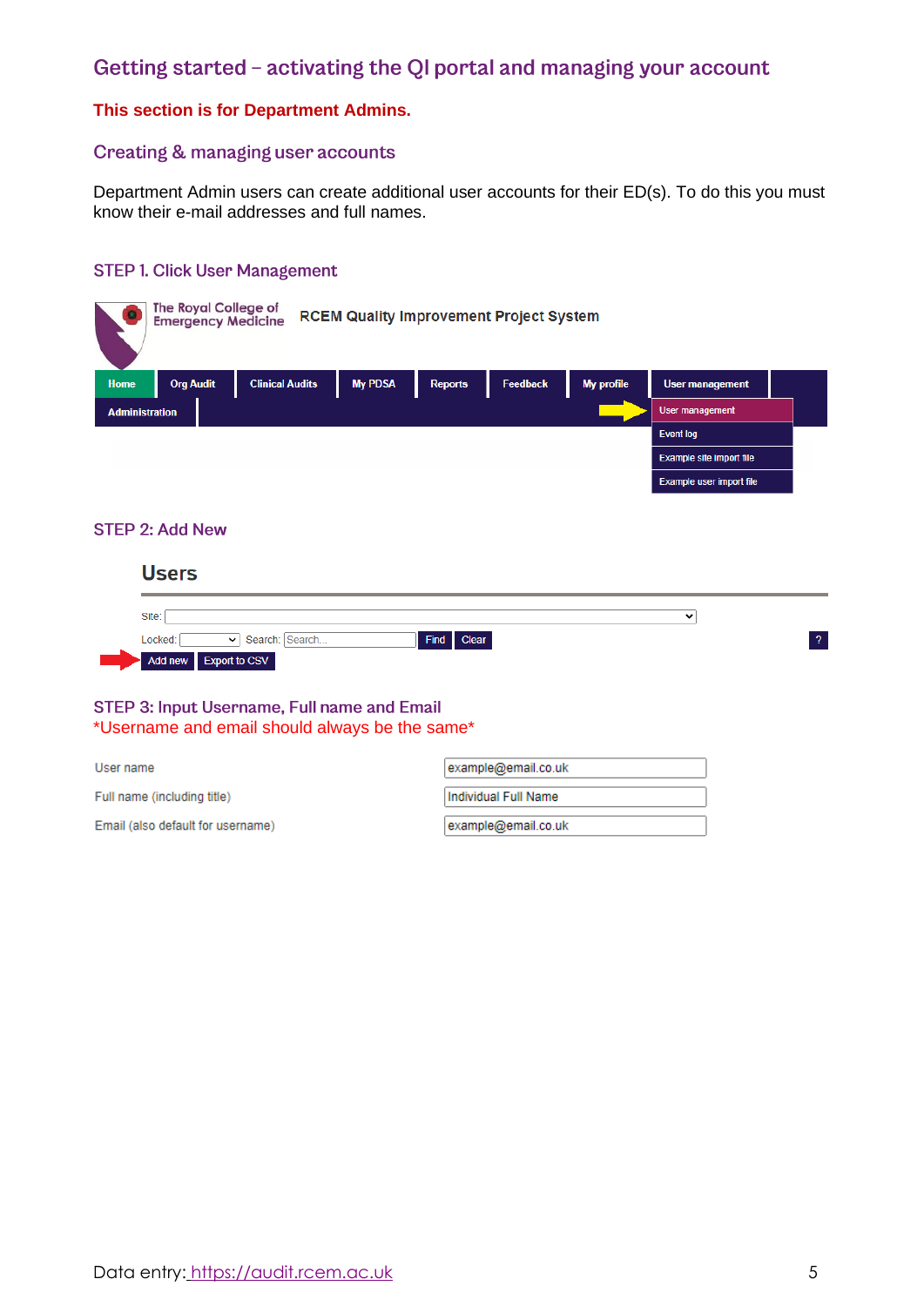# Getting started – activating the QI portal and managing your account

**This section is for Department Admins.**

## Creating & managing user accounts

Department Admin users can create additional user accounts for their ED(s). To do this you must know their e-mail addresses and full names.

### STEP 1. Click User Management

### STEP 2: Add New

### STEP 3: Input Username, Full name and Email

*Username and email should always be the same*

Data entry: https://audit.rcem.ac.uk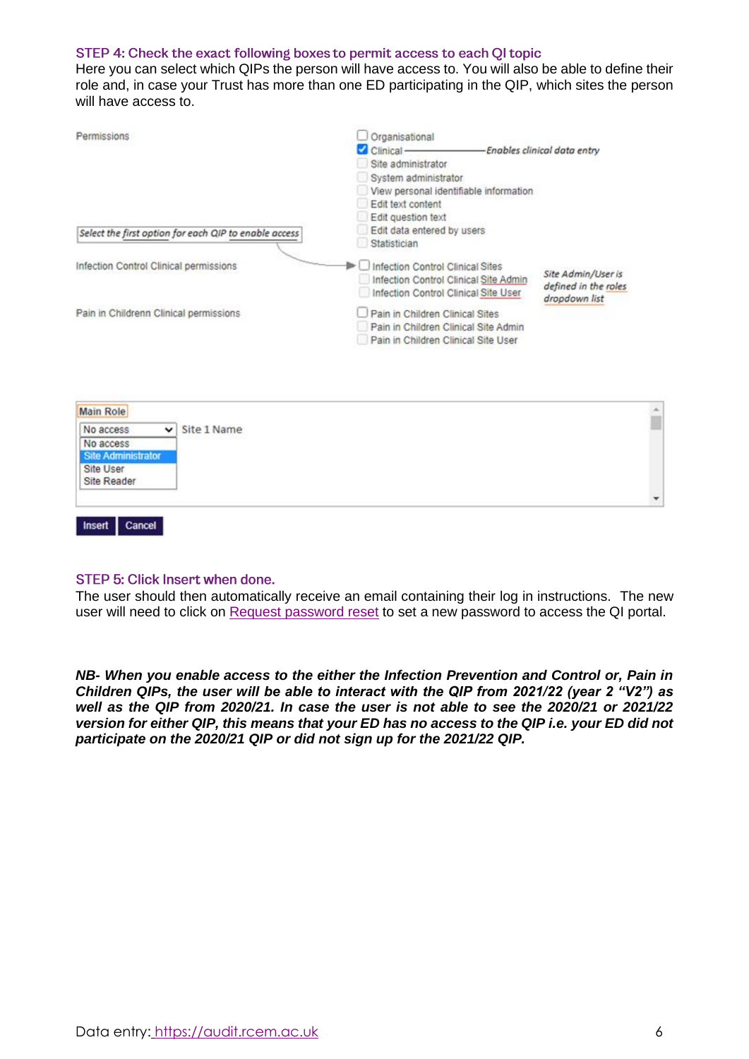STEP 4: Check the exact following boxes to permit access to each QI topic

Here you can select which QIPs the person will have access to. You will also be able to define their role and, in case your Trust has more than one ED participating in the QIP, which sites the person will have access to.

Permissions

- ☐ Organisational
- ☑ Clinical — *Enables clinical data entry*
- ☐ Site administrator
- ☐ System administrator
- ☐ View personal identifiable information
- ☐ Edit text content
- ☐ Edit question text
- ☐ Edit data entered by users
- ☐ Statistician

*Select the first option for each QIP to enable access*

Infection Control Clinical permissions

- ☐ Infection Control Clinical Sites
- ☐ Infection Control Clinical Site Admin
- ☐ Infection Control Clinical Site User

*Site Admin/User is defined in the roles dropdown list*

Pain in Childrenn Clinical permissions

- ☐ Pain in Children Clinical Sites
- ☐ Pain in Children Clinical Site Admin
- ☐ Pain in Children Clinical Site User

Main Role

No access — Site 1 Name

- No access
- Site Administrator
- Site User
- Site Reader

Insert | Cancel

STEP 5: Click Insert when done.

The user should then automatically receive an email containing their log in instructions. The new user will need to click on Request password reset to set a new password to access the QI portal.

***NB- When you enable access to the either the Infection Prevention and Control or, Pain in Children QIPs, the user will be able to interact with the QIP from 2021/22 (year 2 "V2") as well as the QIP from 2020/21. In case the user is not able to see the 2020/21 or 2021/22 version for either QIP, this means that your ED has no access to the QIP i.e. your ED did not participate on the 2020/21 QIP or did not sign up for the 2021/22 QIP.***

Data entry: https://audit.rcem.ac.uk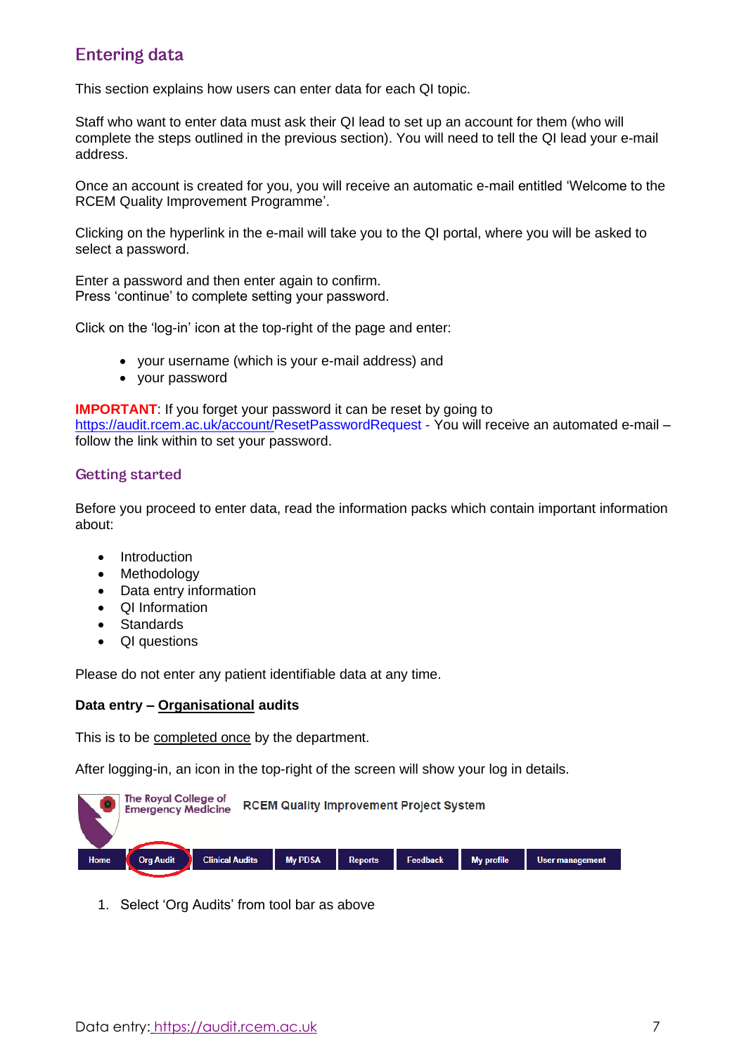## Entering data

This section explains how users can enter data for each QI topic.

Staff who want to enter data must ask their QI lead to set up an account for them (who will complete the steps outlined in the previous section). You will need to tell the QI lead your e-mail address.

Once an account is created for you, you will receive an automatic e-mail entitled 'Welcome to the RCEM Quality Improvement Programme'.

Clicking on the hyperlink in the e-mail will take you to the QI portal, where you will be asked to select a password.

Enter a password and then enter again to confirm.
Press 'continue' to complete setting your password.

Click on the 'log-in' icon at the top-right of the page and enter:

- your username (which is your e-mail address) and
- your password

**IMPORTANT**: If you forget your password it can be reset by going to https://audit.rcem.ac.uk/account/ResetPasswordRequest - You will receive an automated e-mail – follow the link within to set your password.

### Getting started

Before you proceed to enter data, read the information packs which contain important information about:

- Introduction
- Methodology
- Data entry information
- QI Information
- Standards
- QI questions

Please do not enter any patient identifiable data at any time.

**Data entry – Organisational audits**

This is to be completed once by the department.

After logging-in, an icon in the top-right of the screen will show your log in details.

The Royal College of Emergency Medicine — RCEM Quality Improvement Project System

Home | Org Audit | Clinical Audits | My PDSA | Reports | Feedback | My profile | User management

1. Select 'Org Audits' from tool bar as above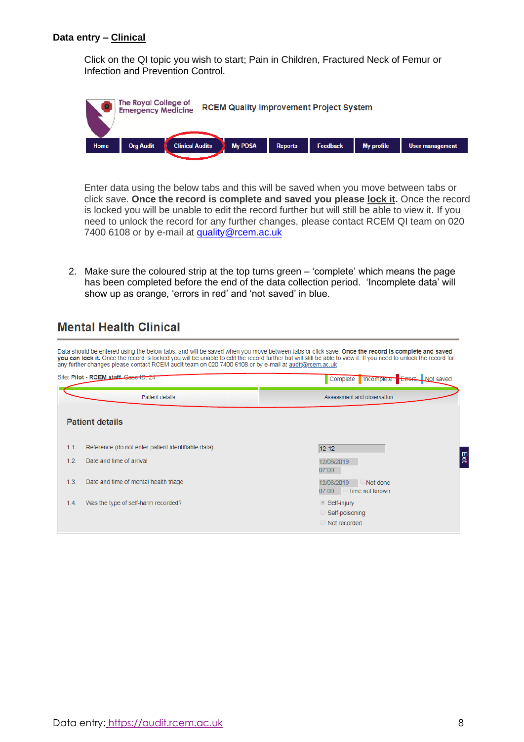**Data entry – Clinical**

Click on the QI topic you wish to start; Pain in Children, Fractured Neck of Femur or Infection and Prevention Control.

The Royal College of Emergency Medicine — RCEM Quality Improvement Project System

Home | Org Audit | Clinical Audits | My PDSA | Reports | Feedback | My profile | User management

Enter data using the below tabs and this will be saved when you move between tabs or click save. **Once the record is complete and saved you please lock it.** Once the record is locked you will be unable to edit the record further but will still be able to view it. If you need to unlock the record for any further changes, please contact RCEM QI team on 020 7400 6108 or by e-mail at quality@rcem.ac.uk

2. Make sure the coloured strip at the top turns green – 'complete' which means the page has been completed before the end of the data collection period. 'Incomplete data' will show up as orange, 'errors in red' and 'not saved' in blue.

## Mental Health Clinical

Data should be entered using the below tabs, and will be saved when you move between tabs or click save. **Once the record is complete and saved you can lock it.** Once the record is locked you will be unable to edit the record further but will still be able to view it. If you need to unlock the record for any further changes please contact RCEM audit team on 020 7400 6108 or by e-mail at audit@rcem.ac.uk

Site: Pilot - RCEM staff. Case ID: 24 — Complete | Incomplete | Errors | Not saved

Patient details | Assessment and observation

### Patient details

| | | |
|---|---|---|
| 1.1 | Reference (do not enter patient identifiable data) | 12-12 |
| 1.2 | Date and time of arrival | 12/08/2019 07:00 |
| 1.3 | Date and time of mental health triage | 12/08/2019 07:00 ☐ Not done ☐ Time not known |
| 1.4 | Was the type of self-harm recorded? | ◉ Self-injury ○ Self-poisoning ○ Not recorded |

Exit

Data entry: https://audit.rcem.ac.uk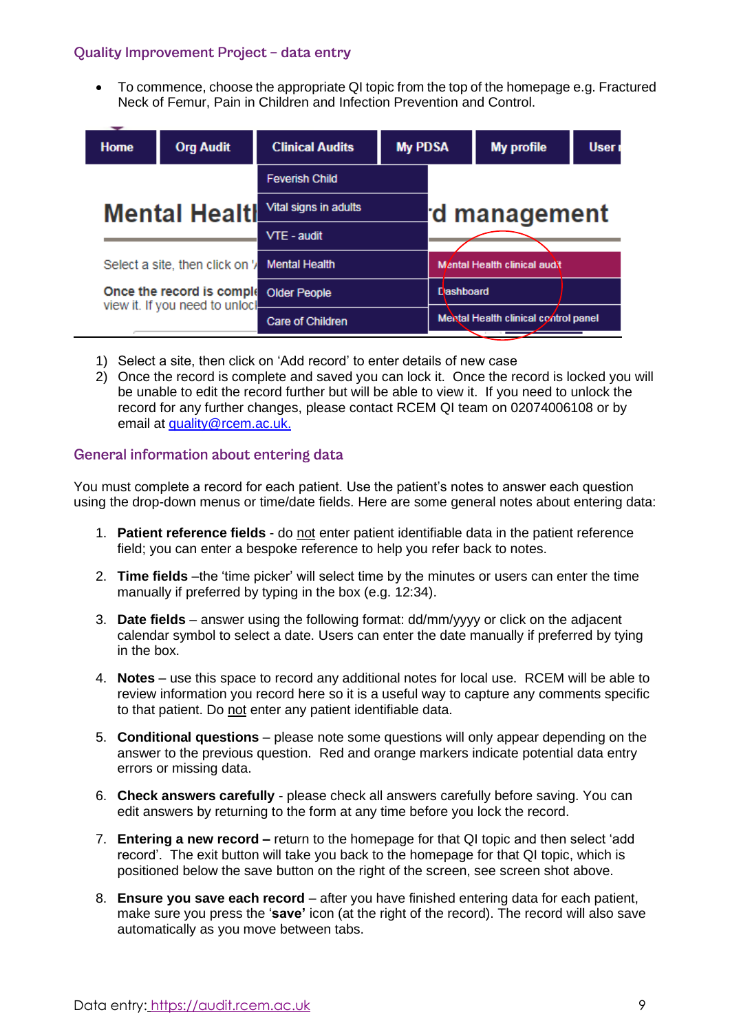### Quality Improvement Project – data entry

- To commence, choose the appropriate QI topic from the top of the homepage e.g. Fractured Neck of Femur, Pain in Children and Infection Prevention and Control.

1) Select a site, then click on 'Add record' to enter details of new case
2) Once the record is complete and saved you can lock it. Once the record is locked you will be unable to edit the record further but will be able to view it. If you need to unlock the record for any further changes, please contact RCEM QI team on 02074006108 or by email at [quality@rcem.ac.uk.](mailto:quality@rcem.ac.uk)

### General information about entering data

You must complete a record for each patient. Use the patient's notes to answer each question using the drop-down menus or time/date fields. Here are some general notes about entering data:

1. **Patient reference fields** - do not enter patient identifiable data in the patient reference field; you can enter a bespoke reference to help you refer back to notes.

2. **Time fields** –the 'time picker' will select time by the minutes or users can enter the time manually if preferred by typing in the box (e.g. 12:34).

3. **Date fields** – answer using the following format: dd/mm/yyyy or click on the adjacent calendar symbol to select a date. Users can enter the date manually if preferred by tying in the box.

4. **Notes** – use this space to record any additional notes for local use. RCEM will be able to review information you record here so it is a useful way to capture any comments specific to that patient. Do not enter any patient identifiable data.

5. **Conditional questions** – please note some questions will only appear depending on the answer to the previous question. Red and orange markers indicate potential data entry errors or missing data.

6. **Check answers carefully** - please check all answers carefully before saving. You can edit answers by returning to the form at any time before you lock the record.

7. **Entering a new record –** return to the homepage for that QI topic and then select 'add record'. The exit button will take you back to the homepage for that QI topic, which is positioned below the save button on the right of the screen, see screen shot above.

8. **Ensure you save each record** – after you have finished entering data for each patient, make sure you press the '**save'** icon (at the right of the record). The record will also save automatically as you move between tabs.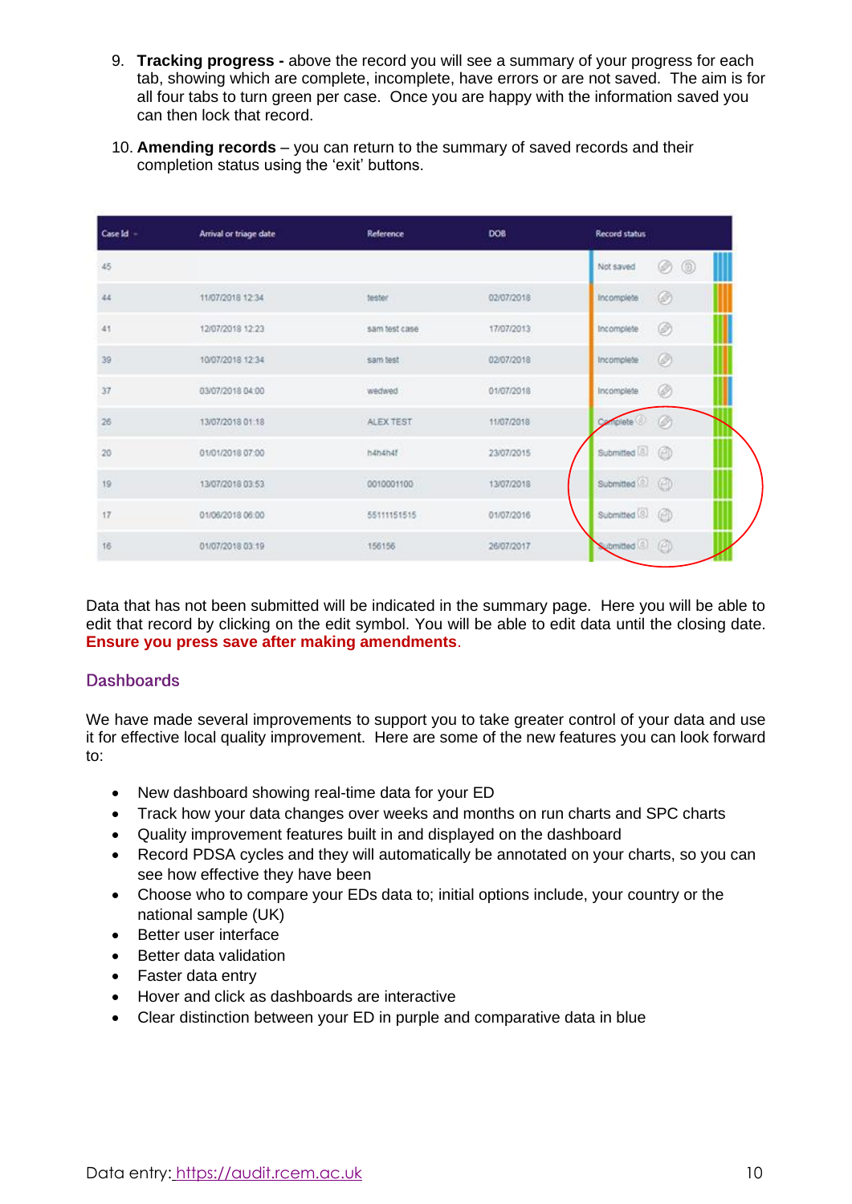9. **Tracking progress -** above the record you will see a summary of your progress for each tab, showing which are complete, incomplete, have errors or are not saved. The aim is for all four tabs to turn green per case. Once you are happy with the information saved you can then lock that record.

10. **Amending records** – you can return to the summary of saved records and their completion status using the 'exit' buttons.

| Case Id | Arrival or triage date | Reference | DOB | Record status |
|---|---|---|---|---|
| 45 | | | | Not saved |
| 44 | 11/07/2018 12:34 | tester | 02/07/2018 | Incomplete |
| 41 | 12/07/2018 12:23 | sam test case | 17/07/2013 | Incomplete |
| 39 | 10/07/2018 12:34 | sam test | 02/07/2018 | Incomplete |
| 37 | 03/07/2018 04:00 | wedwed | 01/07/2018 | Incomplete |
| 26 | 13/07/2018 01:18 | ALEX TEST | 11/07/2018 | Complete |
| 20 | 01/01/2018 07:00 | h4h4h4f | 23/07/2015 | Submitted |
| 19 | 13/07/2018 03:53 | 0010001100 | 13/07/2018 | Submitted |
| 17 | 01/06/2018 06:00 | 55111151515 | 01/07/2016 | Submitted |
| 16 | 01/07/2018 03:19 | 156156 | 26/07/2017 | Submitted |

Data that has not been submitted will be indicated in the summary page. Here you will be able to edit that record by clicking on the edit symbol. You will be able to edit data until the closing date. **Ensure you press save after making amendments**.

## Dashboards

We have made several improvements to support you to take greater control of your data and use it for effective local quality improvement. Here are some of the new features you can look forward to:

- New dashboard showing real-time data for your ED
- Track how your data changes over weeks and months on run charts and SPC charts
- Quality improvement features built in and displayed on the dashboard
- Record PDSA cycles and they will automatically be annotated on your charts, so you can see how effective they have been
- Choose who to compare your EDs data to; initial options include, your country or the national sample (UK)
- Better user interface
- Better data validation
- Faster data entry
- Hover and click as dashboards are interactive
- Clear distinction between your ED in purple and comparative data in blue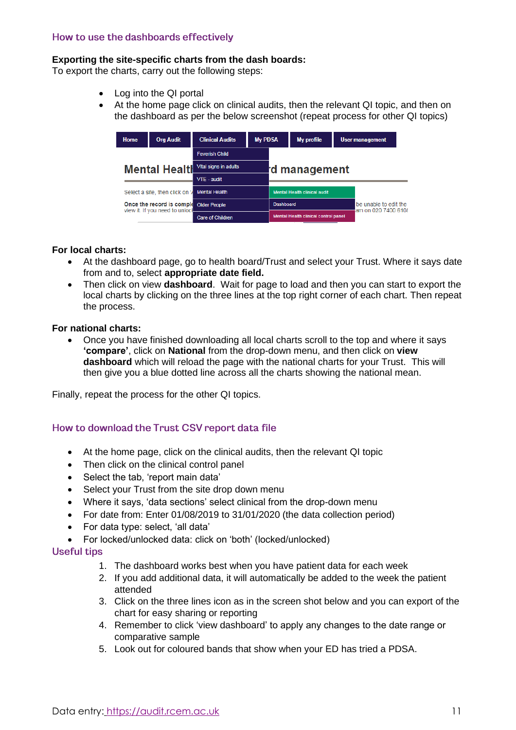## How to use the dashboards effectively

**Exporting the site-specific charts from the dash boards:**
To export the charts, carry out the following steps:

- Log into the QI portal
- At the home page click on clinical audits, then the relevant QI topic, and then on the dashboard as per the below screenshot (repeat process for other QI topics)

**For local charts:**

- At the dashboard page, go to health board/Trust and select your Trust. Where it says date from and to, select **appropriate date field.**
- Then click on view **dashboard**. Wait for page to load and then you can start to export the local charts by clicking on the three lines at the top right corner of each chart. Then repeat the process.

**For national charts:**

- Once you have finished downloading all local charts scroll to the top and where it says **'compare'**, click on **National** from the drop-down menu, and then click on **view dashboard** which will reload the page with the national charts for your Trust. This will then give you a blue dotted line across all the charts showing the national mean.

Finally, repeat the process for the other QI topics.

## How to download the Trust CSV report data file

- At the home page, click on the clinical audits, then the relevant QI topic
- Then click on the clinical control panel
- Select the tab, 'report main data'
- Select your Trust from the site drop down menu
- Where it says, 'data sections' select clinical from the drop-down menu
- For date from: Enter 01/08/2019 to 31/01/2020 (the data collection period)
- For data type: select, 'all data'
- For locked/unlocked data: click on 'both' (locked/unlocked)

## Useful tips

1. The dashboard works best when you have patient data for each week
2. If you add additional data, it will automatically be added to the week the patient attended
3. Click on the three lines icon as in the screen shot below and you can export of the chart for easy sharing or reporting
4. Remember to click 'view dashboard' to apply any changes to the date range or comparative sample
5. Look out for coloured bands that show when your ED has tried a PDSA.

Data entry: https://audit.rcem.ac.uk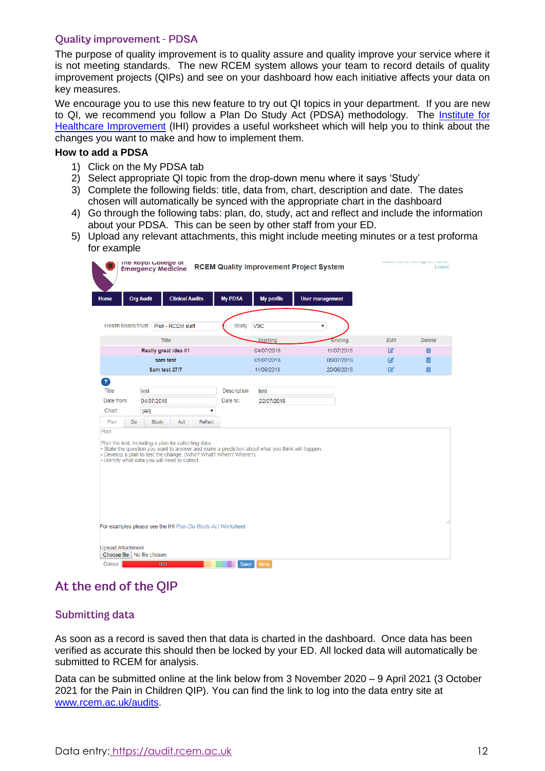### Quality improvement - PDSA

The purpose of quality improvement is to quality assure and quality improve your service where it is not meeting standards. The new RCEM system allows your team to record details of quality improvement projects (QIPs) and see on your dashboard how each initiative affects your data on key measures.

We encourage you to use this new feature to try out QI topics in your department. If you are new to QI, we recommend you follow a Plan Do Study Act (PDSA) methodology. The [Institute for Healthcare Improvement](Institute for Healthcare Improvement) (IHI) provides a useful worksheet which will help you to think about the changes you want to make and how to implement them.

**How to add a PDSA**

1) Click on the My PDSA tab
2) Select appropriate QI topic from the drop-down menu where it says 'Study'
3) Complete the following fields: title, data from, chart, description and date. The dates chosen will automatically be synced with the appropriate chart in the dashboard
4) Go through the following tabs: plan, do, study, act and reflect and include the information about your PDSA. This can be seen by other staff from your ED.
5) Upload any relevant attachments, this might include meeting minutes or a test proforma for example

## At the end of the QIP

### Submitting data

As soon as a record is saved then that data is charted in the dashboard. Once data has been verified as accurate this should then be locked by your ED. All locked data will automatically be submitted to RCEM for analysis.

Data can be submitted online at the link below from 3 November 2020 – 9 April 2021 (3 October 2021 for the Pain in Children QIP). You can find the link to log into the data entry site at [www.rcem.ac.uk/audits](www.rcem.ac.uk/audits).

Data entry: [https://audit.rcem.ac.uk](https://audit.rcem.ac.uk)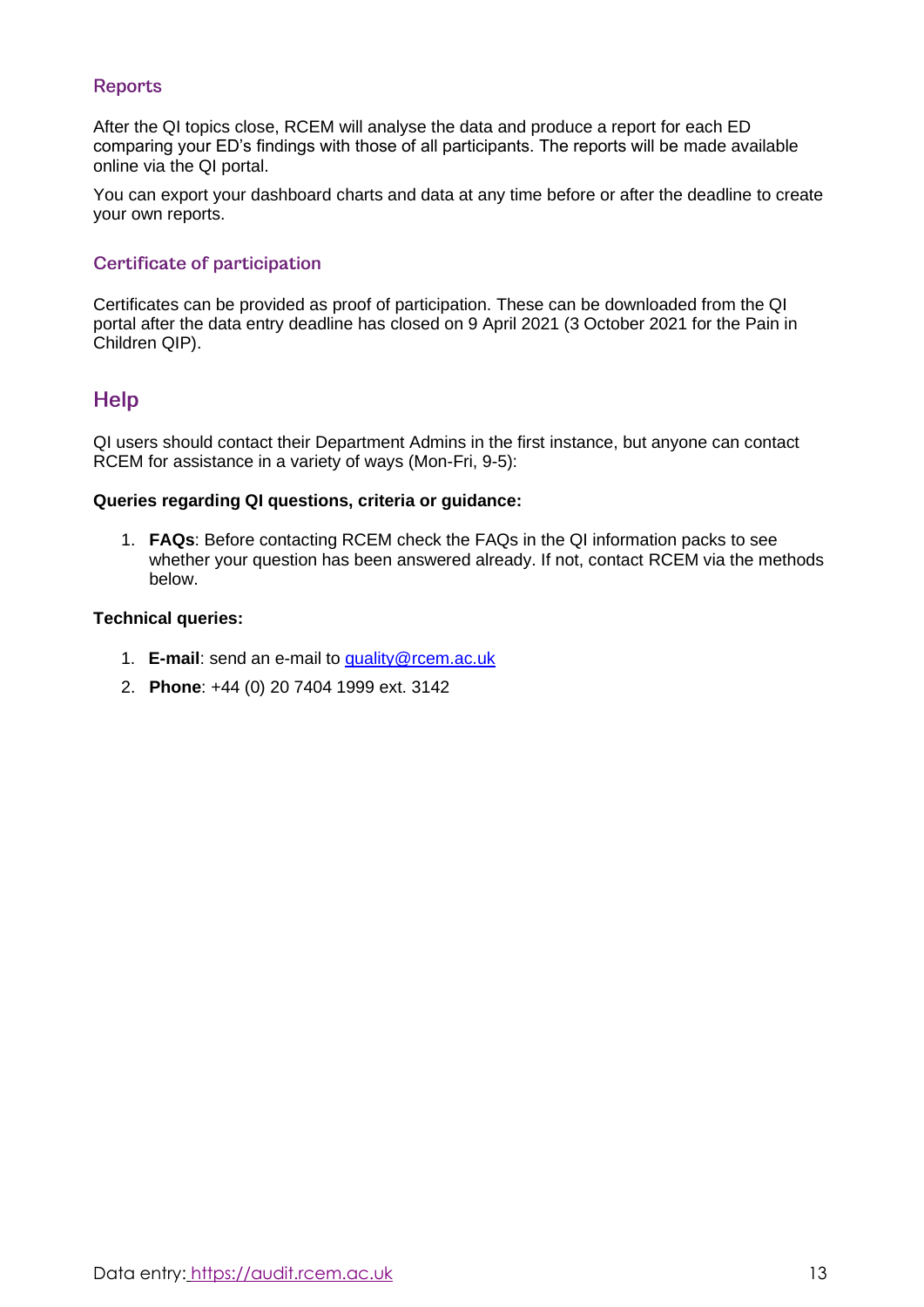### Reports

After the QI topics close, RCEM will analyse the data and produce a report for each ED comparing your ED's findings with those of all participants. The reports will be made available online via the QI portal.

You can export your dashboard charts and data at any time before or after the deadline to create your own reports.

### Certificate of participation

Certificates can be provided as proof of participation. These can be downloaded from the QI portal after the data entry deadline has closed on 9 April 2021 (3 October 2021 for the Pain in Children QIP).

## Help

QI users should contact their Department Admins in the first instance, but anyone can contact RCEM for assistance in a variety of ways (Mon-Fri, 9-5):

**Queries regarding QI questions, criteria or guidance:**

1. **FAQs**: Before contacting RCEM check the FAQs in the QI information packs to see whether your question has been answered already. If not, contact RCEM via the methods below.

**Technical queries:**

1. **E-mail**: send an e-mail to [quality@rcem.ac.uk](mailto:quality@rcem.ac.uk)
2. **Phone**: +44 (0) 20 7404 1999 ext. 3142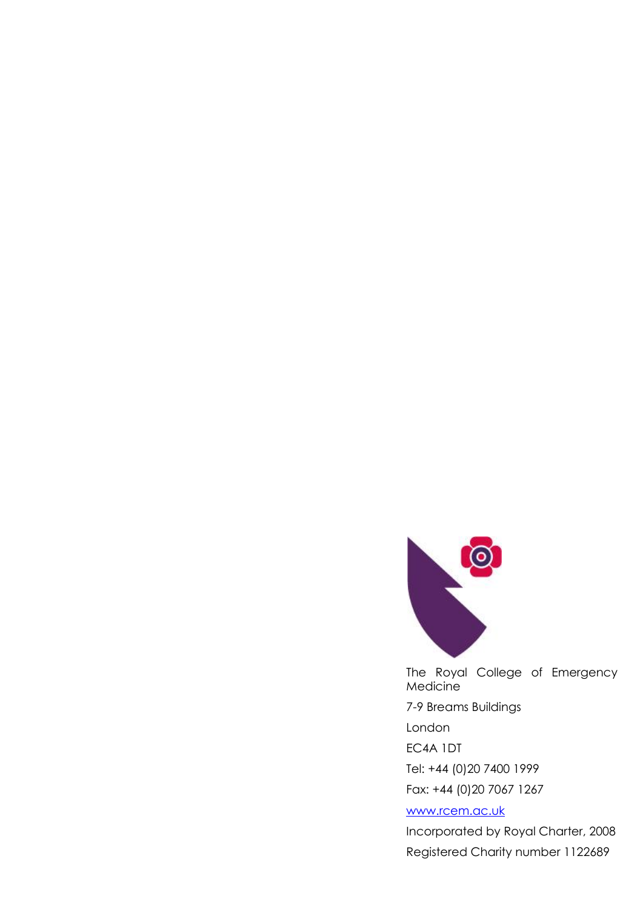The Royal College of Emergency Medicine

7-9 Breams Buildings

London

EC4A 1DT

Tel: +44 (0)20 7400 1999

Fax: +44 (0)20 7067 1267

www.rcem.ac.uk

Incorporated by Royal Charter, 2008

Registered Charity number 1122689